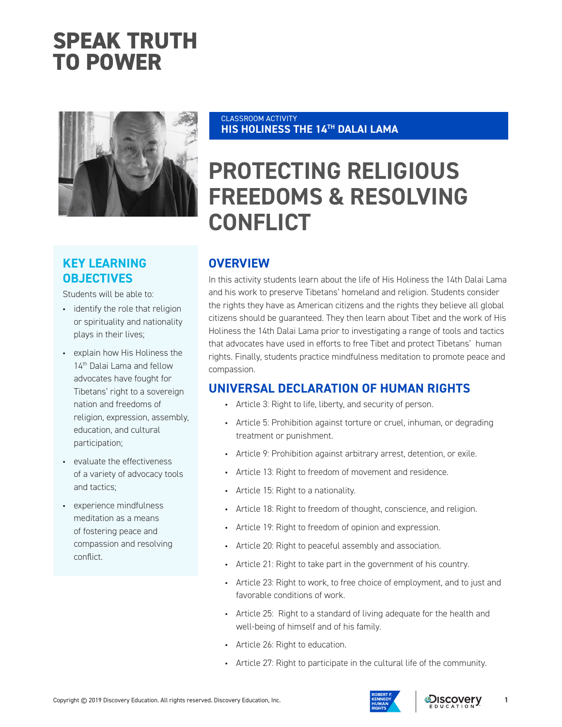# SPEAK TRUTH TO POWER

CLASSROOM ACTIVITY
**HIS HOLINESS THE 14TH DALAI LAMA**

# PROTECTING RELIGIOUS FREEDOMS & RESOLVING CONFLICT

## KEY LEARNING OBJECTIVES

Students will be able to:

- identify the role that religion or spirituality and nationality plays in their lives;
- explain how His Holiness the 14th Dalai Lama and fellow advocates have fought for Tibetans' right to a sovereign nation and freedoms of religion, expression, assembly, education, and cultural participation;
- evaluate the effectiveness of a variety of advocacy tools and tactics;
- experience mindfulness meditation as a means of fostering peace and compassion and resolving conflict.

## OVERVIEW

In this activity students learn about the life of His Holiness the 14th Dalai Lama and his work to preserve Tibetans' homeland and religion. Students consider the rights they have as American citizens and the rights they believe all global citizens should be guaranteed. They then learn about Tibet and the work of His Holiness the 14th Dalai Lama prior to investigating a range of tools and tactics that advocates have used in efforts to free Tibet and protect Tibetans' human rights. Finally, students practice mindfulness meditation to promote peace and compassion.

## UNIVERSAL DECLARATION OF HUMAN RIGHTS

- Article 3: Right to life, liberty, and security of person.
- Article 5: Prohibition against torture or cruel, inhuman, or degrading treatment or punishment.
- Article 9: Prohibition against arbitrary arrest, detention, or exile.
- Article 13: Right to freedom of movement and residence.
- Article 15: Right to a nationality.
- Article 18: Right to freedom of thought, conscience, and religion.
- Article 19: Right to freedom of opinion and expression.
- Article 20: Right to peaceful assembly and association.
- Article 21: Right to take part in the government of his country.
- Article 23: Right to work, to free choice of employment, and to just and favorable conditions of work.
- Article 25: Right to a standard of living adequate for the health and well-being of himself and of his family.
- Article 26: Right to education.
- Article 27: Right to participate in the cultural life of the community.

Copyright © 2019 Discovery Education. All rights reserved. Discovery Education, Inc.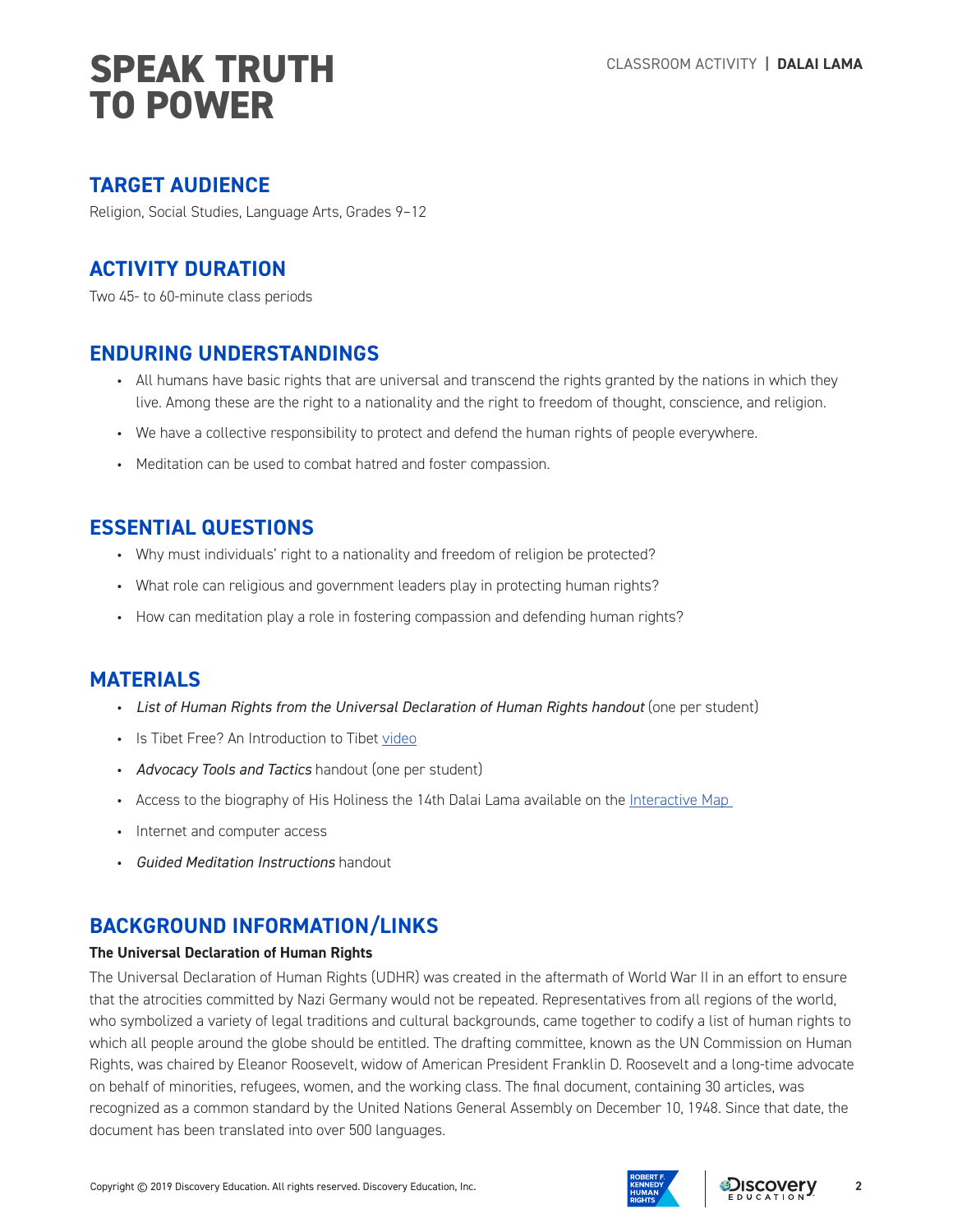# SPEAK TRUTH TO POWER

CLASSROOM ACTIVITY | **DALAI LAMA**

## TARGET AUDIENCE

Religion, Social Studies, Language Arts, Grades 9–12

## ACTIVITY DURATION

Two 45- to 60-minute class periods

## ENDURING UNDERSTANDINGS

- All humans have basic rights that are universal and transcend the rights granted by the nations in which they live. Among these are the right to a nationality and the right to freedom of thought, conscience, and religion.
- We have a collective responsibility to protect and defend the human rights of people everywhere.
- Meditation can be used to combat hatred and foster compassion.

## ESSENTIAL QUESTIONS

- Why must individuals' right to a nationality and freedom of religion be protected?
- What role can religious and government leaders play in protecting human rights?
- How can meditation play a role in fostering compassion and defending human rights?

## MATERIALS

- *List of Human Rights from the Universal Declaration of Human Rights handout* (one per student)
- Is Tibet Free? An Introduction to Tibet video
- *Advocacy Tools and Tactics* handout (one per student)
- Access to the biography of His Holiness the 14th Dalai Lama available on the Interactive Map
- Internet and computer access
- *Guided Meditation Instructions* handout

## BACKGROUND INFORMATION/LINKS

**The Universal Declaration of Human Rights**

The Universal Declaration of Human Rights (UDHR) was created in the aftermath of World War II in an effort to ensure that the atrocities committed by Nazi Germany would not be repeated. Representatives from all regions of the world, who symbolized a variety of legal traditions and cultural backgrounds, came together to codify a list of human rights to which all people around the globe should be entitled. The drafting committee, known as the UN Commission on Human Rights, was chaired by Eleanor Roosevelt, widow of American President Franklin D. Roosevelt and a long-time advocate on behalf of minorities, refugees, women, and the working class. The final document, containing 30 articles, was recognized as a common standard by the United Nations General Assembly on December 10, 1948. Since that date, the document has been translated into over 500 languages.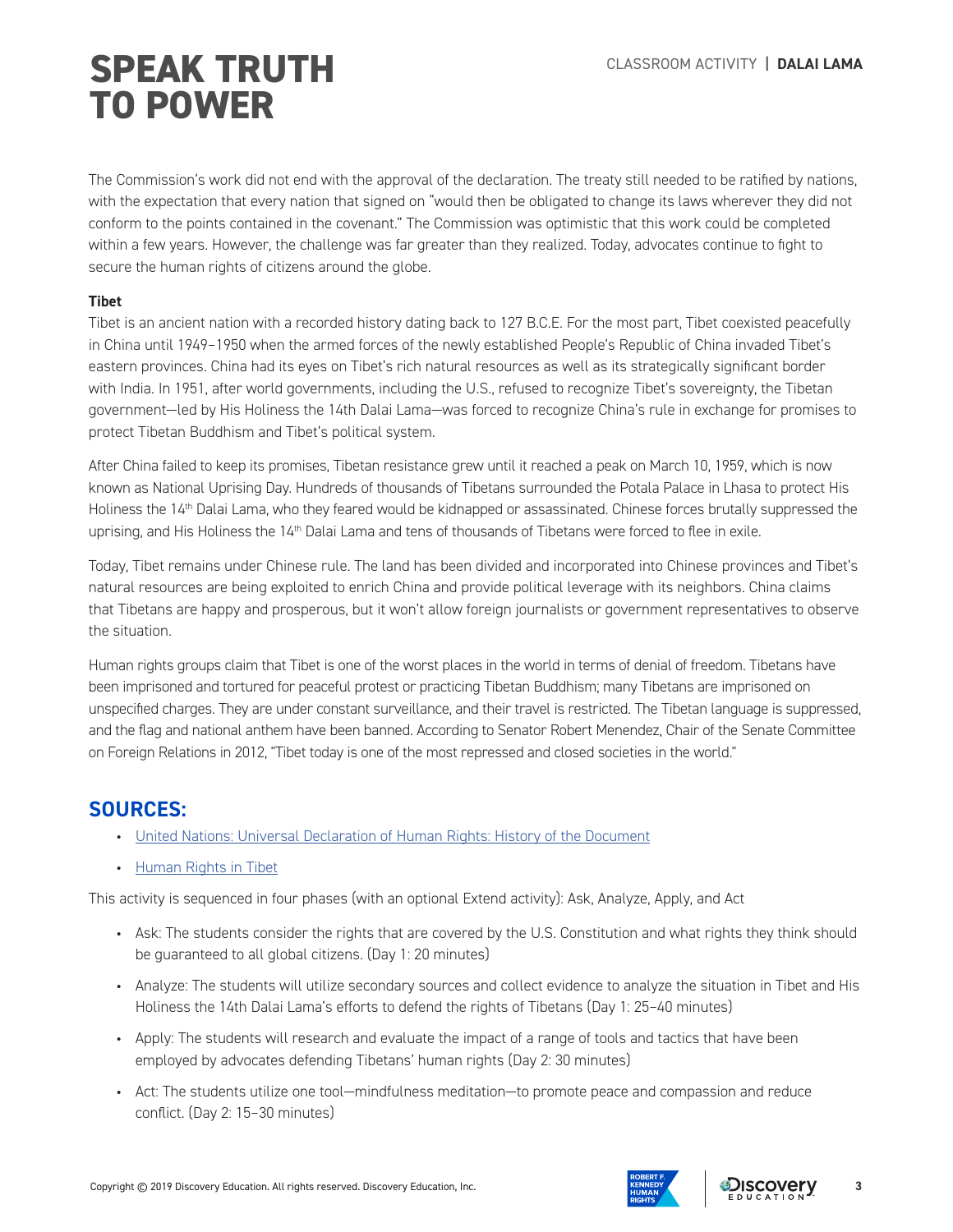The Commission's work did not end with the approval of the declaration. The treaty still needed to be ratified by nations, with the expectation that every nation that signed on "would then be obligated to change its laws wherever they did not conform to the points contained in the covenant." The Commission was optimistic that this work could be completed within a few years. However, the challenge was far greater than they realized. Today, advocates continue to fight to secure the human rights of citizens around the globe.

**Tibet**

Tibet is an ancient nation with a recorded history dating back to 127 B.C.E. For the most part, Tibet coexisted peacefully in China until 1949–1950 when the armed forces of the newly established People's Republic of China invaded Tibet's eastern provinces. China had its eyes on Tibet's rich natural resources as well as its strategically significant border with India. In 1951, after world governments, including the U.S., refused to recognize Tibet's sovereignty, the Tibetan government—led by His Holiness the 14th Dalai Lama—was forced to recognize China's rule in exchange for promises to protect Tibetan Buddhism and Tibet's political system.

After China failed to keep its promises, Tibetan resistance grew until it reached a peak on March 10, 1959, which is now known as National Uprising Day. Hundreds of thousands of Tibetans surrounded the Potala Palace in Lhasa to protect His Holiness the 14th Dalai Lama, who they feared would be kidnapped or assassinated. Chinese forces brutally suppressed the uprising, and His Holiness the 14th Dalai Lama and tens of thousands of Tibetans were forced to flee in exile.

Today, Tibet remains under Chinese rule. The land has been divided and incorporated into Chinese provinces and Tibet's natural resources are being exploited to enrich China and provide political leverage with its neighbors. China claims that Tibetans are happy and prosperous, but it won't allow foreign journalists or government representatives to observe the situation.

Human rights groups claim that Tibet is one of the worst places in the world in terms of denial of freedom. Tibetans have been imprisoned and tortured for peaceful protest or practicing Tibetan Buddhism; many Tibetans are imprisoned on unspecified charges. They are under constant surveillance, and their travel is restricted. The Tibetan language is suppressed, and the flag and national anthem have been banned. According to Senator Robert Menendez, Chair of the Senate Committee on Foreign Relations in 2012, "Tibet today is one of the most repressed and closed societies in the world."

## SOURCES:

- United Nations: Universal Declaration of Human Rights: History of the Document
- Human Rights in Tibet

This activity is sequenced in four phases (with an optional Extend activity): Ask, Analyze, Apply, and Act

- Ask: The students consider the rights that are covered by the U.S. Constitution and what rights they think should be guaranteed to all global citizens. (Day 1: 20 minutes)
- Analyze: The students will utilize secondary sources and collect evidence to analyze the situation in Tibet and His Holiness the 14th Dalai Lama's efforts to defend the rights of Tibetans (Day 1: 25–40 minutes)
- Apply: The students will research and evaluate the impact of a range of tools and tactics that have been employed by advocates defending Tibetans' human rights (Day 2: 30 minutes)
- Act: The students utilize one tool—mindfulness meditation—to promote peace and compassion and reduce conflict. (Day 2: 15–30 minutes)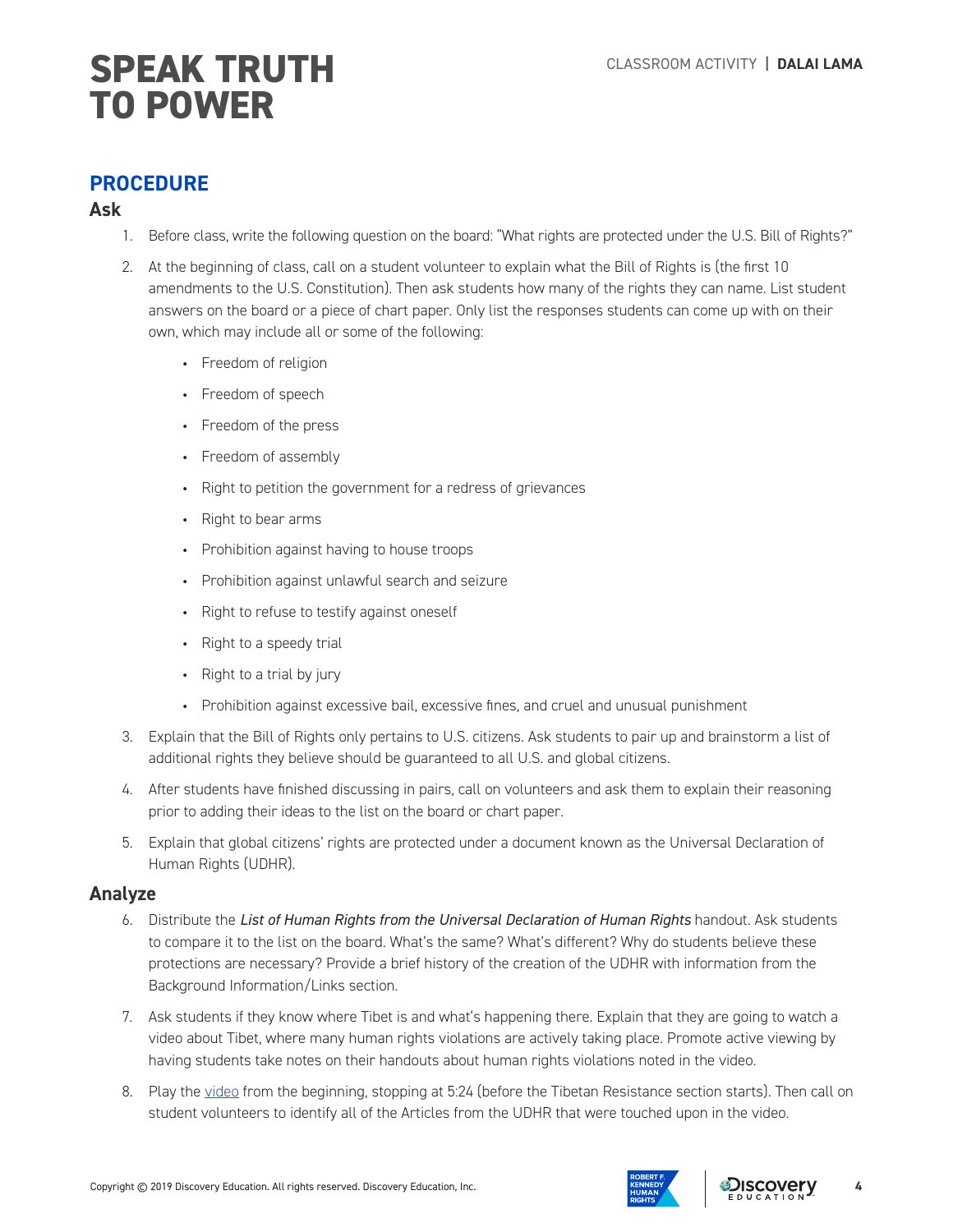## PROCEDURE

### Ask

1. Before class, write the following question on the board: "What rights are protected under the U.S. Bill of Rights?"
2. At the beginning of class, call on a student volunteer to explain what the Bill of Rights is (the first 10 amendments to the U.S. Constitution). Then ask students how many of the rights they can name. List student answers on the board or a piece of chart paper. Only list the responses students can come up with on their own, which may include all or some of the following:
   - Freedom of religion
   - Freedom of speech
   - Freedom of the press
   - Freedom of assembly
   - Right to petition the government for a redress of grievances
   - Right to bear arms
   - Prohibition against having to house troops
   - Prohibition against unlawful search and seizure
   - Right to refuse to testify against oneself
   - Right to a speedy trial
   - Right to a trial by jury
   - Prohibition against excessive bail, excessive fines, and cruel and unusual punishment
3. Explain that the Bill of Rights only pertains to U.S. citizens. Ask students to pair up and brainstorm a list of additional rights they believe should be guaranteed to all U.S. and global citizens.
4. After students have finished discussing in pairs, call on volunteers and ask them to explain their reasoning prior to adding their ideas to the list on the board or chart paper.
5. Explain that global citizens' rights are protected under a document known as the Universal Declaration of Human Rights (UDHR).

### Analyze

6. Distribute the *List of Human Rights from the Universal Declaration of Human Rights* handout. Ask students to compare it to the list on the board. What's the same? What's different? Why do students believe these protections are necessary? Provide a brief history of the creation of the UDHR with information from the Background Information/Links section.
7. Ask students if they know where Tibet is and what's happening there. Explain that they are going to watch a video about Tibet, where many human rights violations are actively taking place. Promote active viewing by having students take notes on their handouts about human rights violations noted in the video.
8. Play the video from the beginning, stopping at 5:24 (before the Tibetan Resistance section starts). Then call on student volunteers to identify all of the Articles from the UDHR that were touched upon in the video.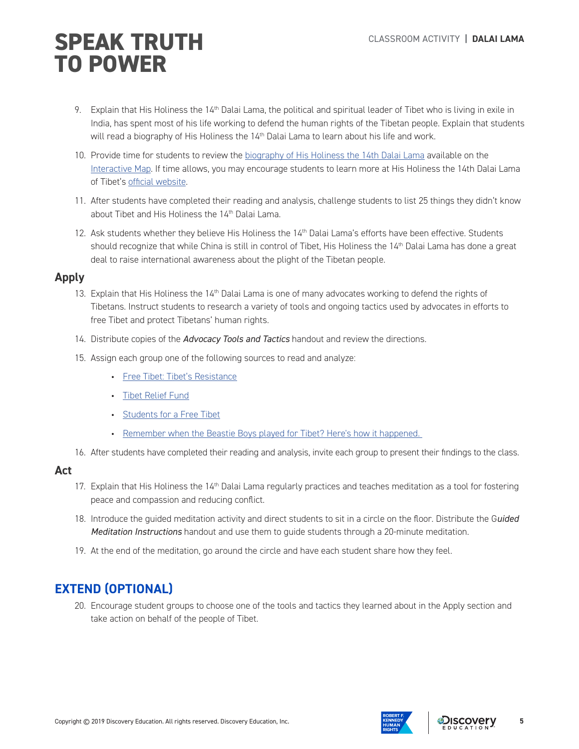9. Explain that His Holiness the 14th Dalai Lama, the political and spiritual leader of Tibet who is living in exile in India, has spent most of his life working to defend the human rights of the Tibetan people. Explain that students will read a biography of His Holiness the 14th Dalai Lama to learn about his life and work.

10. Provide time for students to review the biography of His Holiness the 14th Dalai Lama available on the Interactive Map. If time allows, you may encourage students to learn more at His Holiness the 14th Dalai Lama of Tibet's official website.

11. After students have completed their reading and analysis, challenge students to list 25 things they didn't know about Tibet and His Holiness the 14th Dalai Lama.

12. Ask students whether they believe His Holiness the 14th Dalai Lama's efforts have been effective. Students should recognize that while China is still in control of Tibet, His Holiness the 14th Dalai Lama has done a great deal to raise international awareness about the plight of the Tibetan people.

### Apply

13. Explain that His Holiness the 14th Dalai Lama is one of many advocates working to defend the rights of Tibetans. Instruct students to research a variety of tools and ongoing tactics used by advocates in efforts to free Tibet and protect Tibetans' human rights.

14. Distribute copies of the ***Advocacy Tools and Tactics*** handout and review the directions.

15. Assign each group one of the following sources to read and analyze:
    - Free Tibet: Tibet's Resistance
    - Tibet Relief Fund
    - Students for a Free Tibet
    - Remember when the Beastie Boys played for Tibet? Here's how it happened.

16. After students have completed their reading and analysis, invite each group to present their findings to the class.

### Act

17. Explain that His Holiness the 14th Dalai Lama regularly practices and teaches meditation as a tool for fostering peace and compassion and reducing conflict.

18. Introduce the guided meditation activity and direct students to sit in a circle on the floor. Distribute the *Guided Meditation Instructions* handout and use them to guide students through a 20-minute meditation.

19. At the end of the meditation, go around the circle and have each student share how they feel.

## EXTEND (OPTIONAL)

20. Encourage student groups to choose one of the tools and tactics they learned about in the Apply section and take action on behalf of the people of Tibet.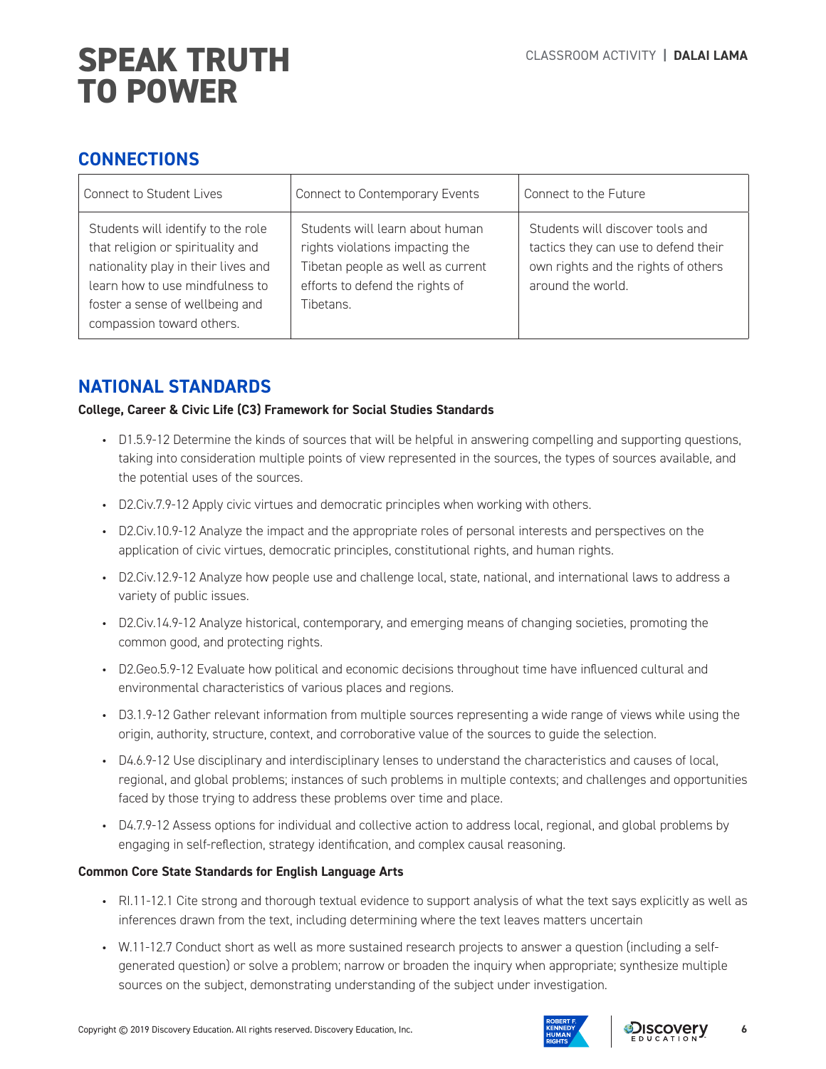# SPEAK TRUTH TO POWER

CLASSROOM ACTIVITY | **DALAI LAMA**

## CONNECTIONS

| Connect to Student Lives | Connect to Contemporary Events | Connect to the Future |
|---|---|---|
| Students will identify to the role that religion or spirituality and nationality play in their lives and learn how to use mindfulness to foster a sense of wellbeing and compassion toward others. | Students will learn about human rights violations impacting the Tibetan people as well as current efforts to defend the rights of Tibetans. | Students will discover tools and tactics they can use to defend their own rights and the rights of others around the world. |

## NATIONAL STANDARDS

**College, Career & Civic Life (C3) Framework for Social Studies Standards**

- D1.5.9-12 Determine the kinds of sources that will be helpful in answering compelling and supporting questions, taking into consideration multiple points of view represented in the sources, the types of sources available, and the potential uses of the sources.
- D2.Civ.7.9-12 Apply civic virtues and democratic principles when working with others.
- D2.Civ.10.9-12 Analyze the impact and the appropriate roles of personal interests and perspectives on the application of civic virtues, democratic principles, constitutional rights, and human rights.
- D2.Civ.12.9-12 Analyze how people use and challenge local, state, national, and international laws to address a variety of public issues.
- D2.Civ.14.9-12 Analyze historical, contemporary, and emerging means of changing societies, promoting the common good, and protecting rights.
- D2.Geo.5.9-12 Evaluate how political and economic decisions throughout time have influenced cultural and environmental characteristics of various places and regions.
- D3.1.9-12 Gather relevant information from multiple sources representing a wide range of views while using the origin, authority, structure, context, and corroborative value of the sources to guide the selection.
- D4.6.9-12 Use disciplinary and interdisciplinary lenses to understand the characteristics and causes of local, regional, and global problems; instances of such problems in multiple contexts; and challenges and opportunities faced by those trying to address these problems over time and place.
- D4.7.9-12 Assess options for individual and collective action to address local, regional, and global problems by engaging in self-reflection, strategy identification, and complex causal reasoning.

**Common Core State Standards for English Language Arts**

- RI.11-12.1 Cite strong and thorough textual evidence to support analysis of what the text says explicitly as well as inferences drawn from the text, including determining where the text leaves matters uncertain
- W.11-12.7 Conduct short as well as more sustained research projects to answer a question (including a self-generated question) or solve a problem; narrow or broaden the inquiry when appropriate; synthesize multiple sources on the subject, demonstrating understanding of the subject under investigation.

Copyright © 2019 Discovery Education. All rights reserved. Discovery Education, Inc.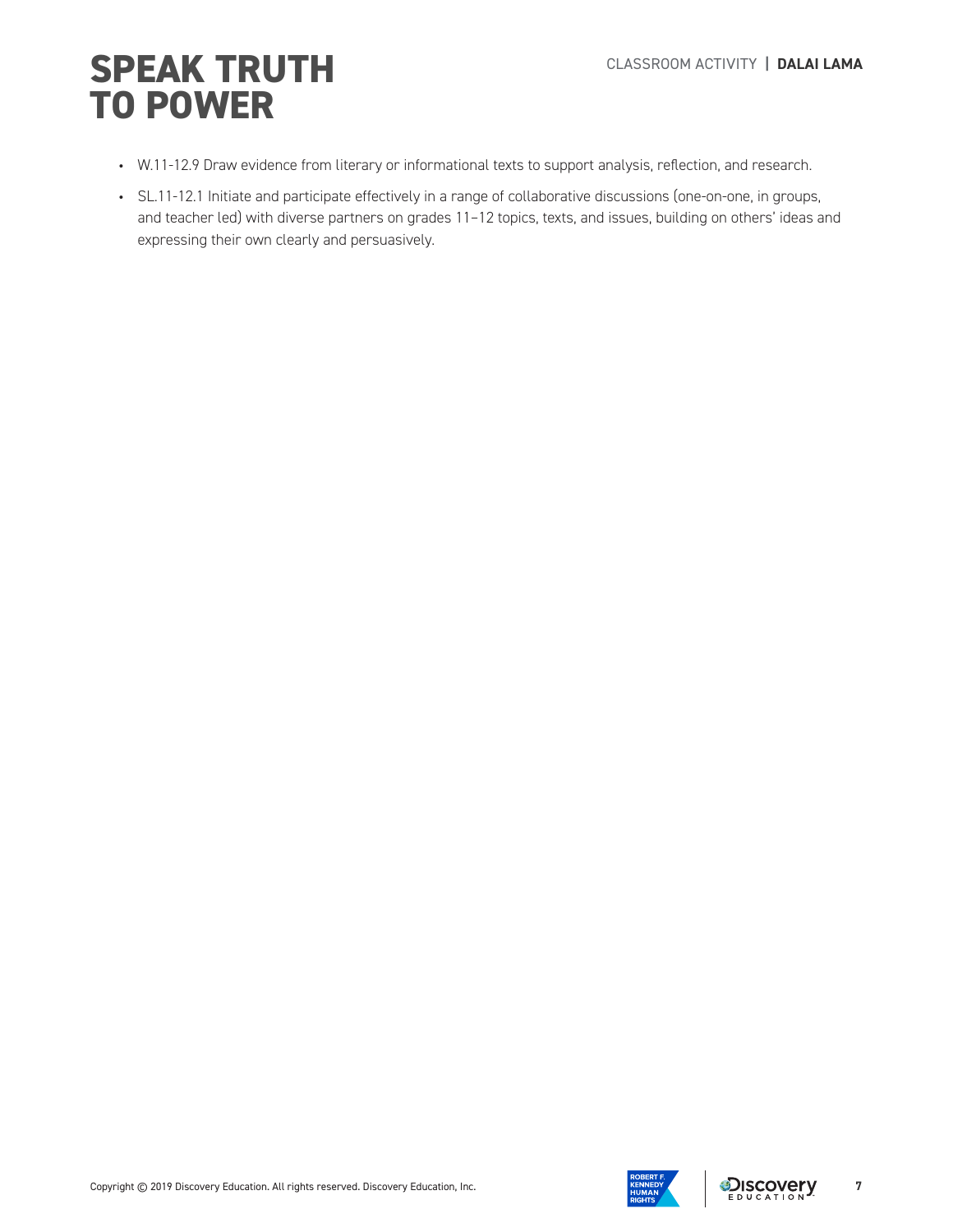- W.11-12.9 Draw evidence from literary or informational texts to support analysis, reflection, and research.
- SL.11-12.1 Initiate and participate effectively in a range of collaborative discussions (one-on-one, in groups, and teacher led) with diverse partners on grades 11–12 topics, texts, and issues, building on others' ideas and expressing their own clearly and persuasively.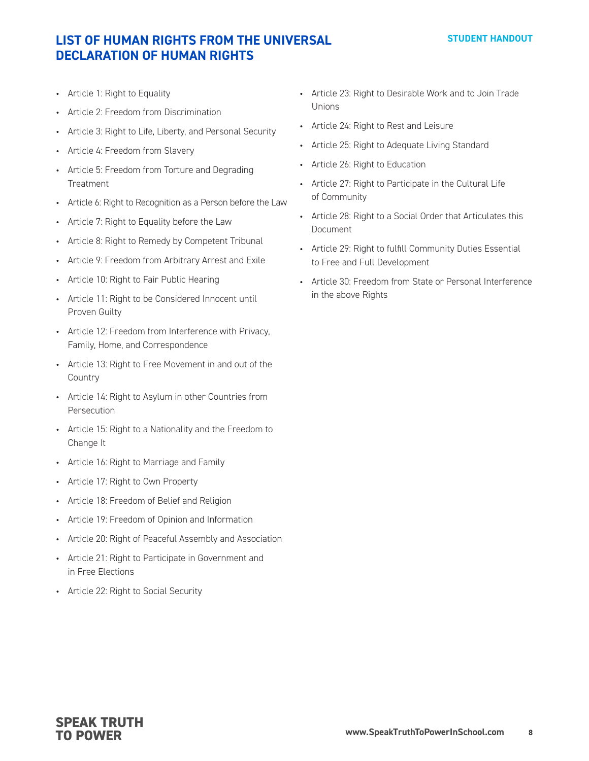# LIST OF HUMAN RIGHTS FROM THE UNIVERSAL DECLARATION OF HUMAN RIGHTS

STUDENT HANDOUT

- Article 1: Right to Equality
- Article 2: Freedom from Discrimination
- Article 3: Right to Life, Liberty, and Personal Security
- Article 4: Freedom from Slavery
- Article 5: Freedom from Torture and Degrading Treatment
- Article 6: Right to Recognition as a Person before the Law
- Article 7: Right to Equality before the Law
- Article 8: Right to Remedy by Competent Tribunal
- Article 9: Freedom from Arbitrary Arrest and Exile
- Article 10: Right to Fair Public Hearing
- Article 11: Right to be Considered Innocent until Proven Guilty
- Article 12: Freedom from Interference with Privacy, Family, Home, and Correspondence
- Article 13: Right to Free Movement in and out of the Country
- Article 14: Right to Asylum in other Countries from Persecution
- Article 15: Right to a Nationality and the Freedom to Change It
- Article 16: Right to Marriage and Family
- Article 17: Right to Own Property
- Article 18: Freedom of Belief and Religion
- Article 19: Freedom of Opinion and Information
- Article 20: Right of Peaceful Assembly and Association
- Article 21: Right to Participate in Government and in Free Elections
- Article 22: Right to Social Security
- Article 23: Right to Desirable Work and to Join Trade Unions
- Article 24: Right to Rest and Leisure
- Article 25: Right to Adequate Living Standard
- Article 26: Right to Education
- Article 27: Right to Participate in the Cultural Life of Community
- Article 28: Right to a Social Order that Articulates this Document
- Article 29: Right to fulfill Community Duties Essential to Free and Full Development
- Article 30: Freedom from State or Personal Interference in the above Rights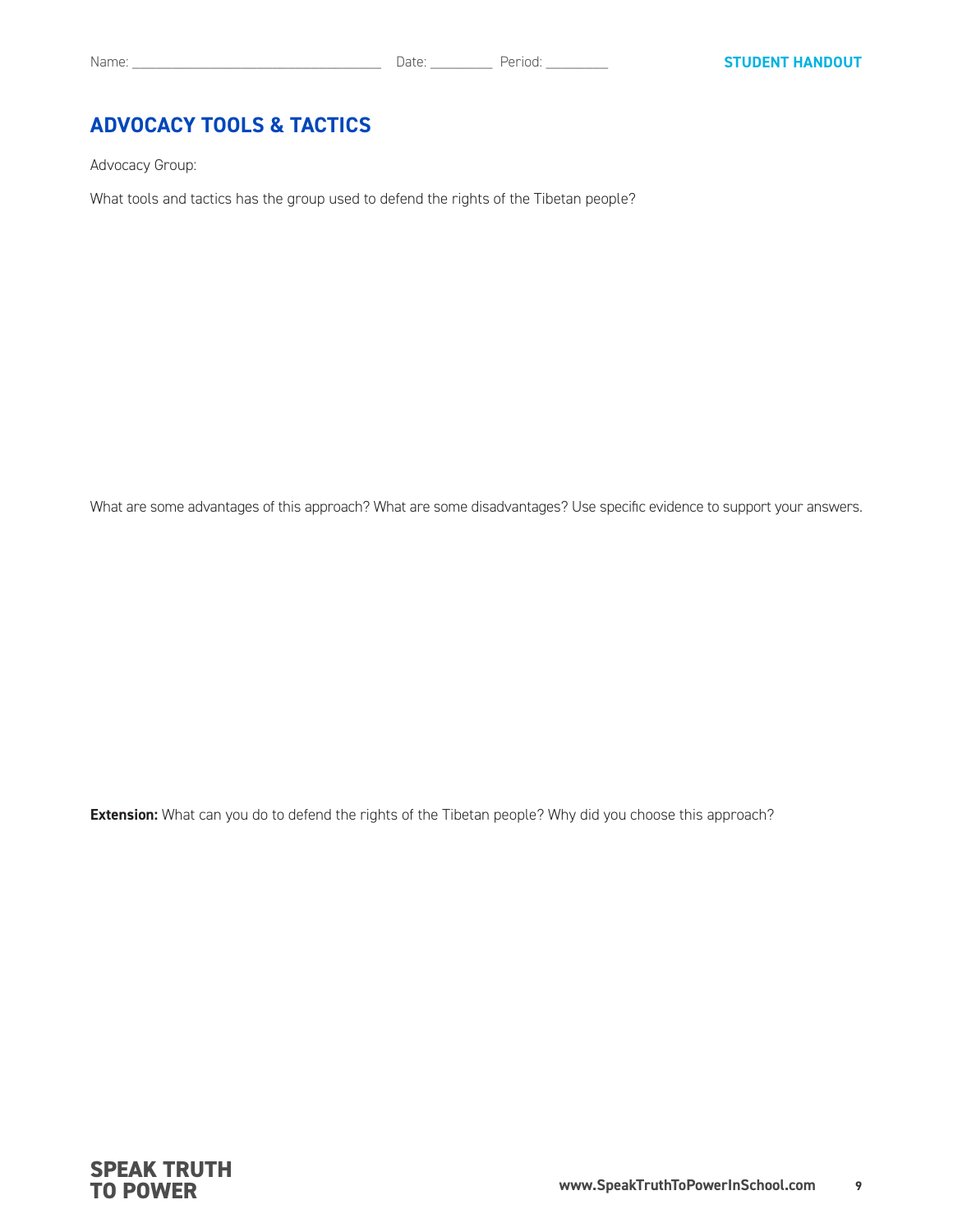Name: ______________________________ Date: ________ Period: ________

**STUDENT HANDOUT**

## ADVOCACY TOOLS & TACTICS

Advocacy Group:

What tools and tactics has the group used to defend the rights of the Tibetan people?

What are some advantages of this approach? What are some disadvantages? Use specific evidence to support your answers.

**Extension:** What can you do to defend the rights of the Tibetan people? Why did you choose this approach?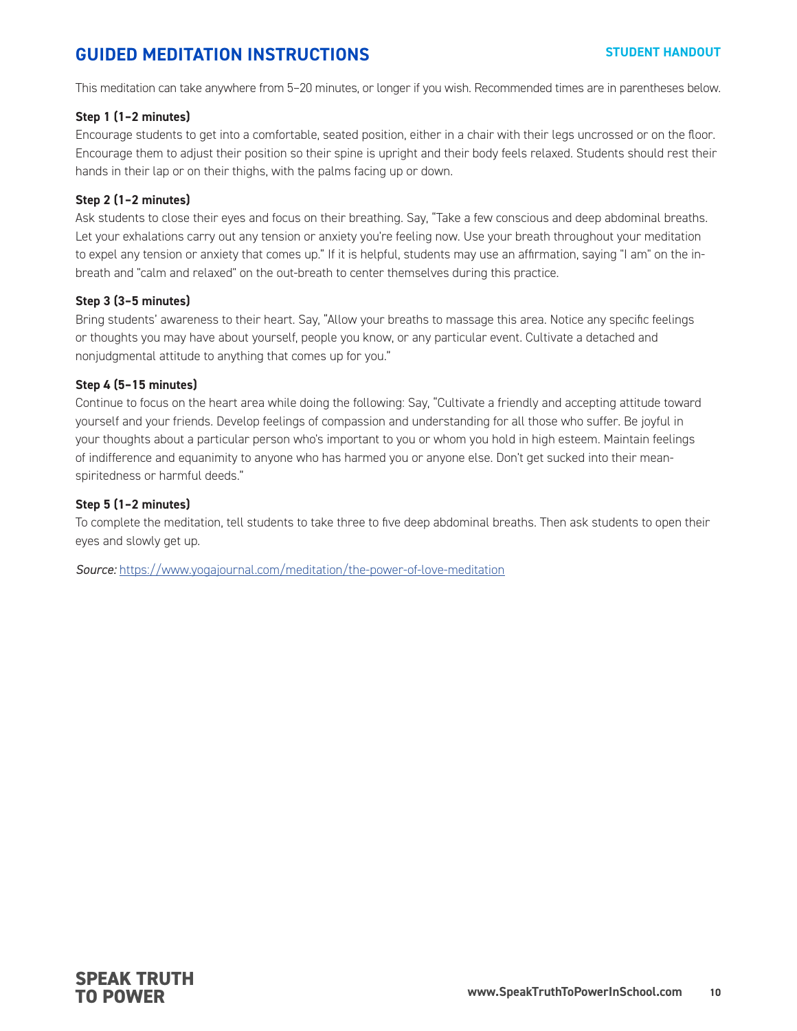# GUIDED MEDITATION INSTRUCTIONS

**STUDENT HANDOUT**

This meditation can take anywhere from 5–20 minutes, or longer if you wish. Recommended times are in parentheses below.

**Step 1 (1–2 minutes)**

Encourage students to get into a comfortable, seated position, either in a chair with their legs uncrossed or on the floor. Encourage them to adjust their position so their spine is upright and their body feels relaxed. Students should rest their hands in their lap or on their thighs, with the palms facing up or down.

**Step 2 (1–2 minutes)**

Ask students to close their eyes and focus on their breathing. Say, "Take a few conscious and deep abdominal breaths. Let your exhalations carry out any tension or anxiety you're feeling now. Use your breath throughout your meditation to expel any tension or anxiety that comes up." If it is helpful, students may use an affirmation, saying "I am" on the in-breath and "calm and relaxed" on the out-breath to center themselves during this practice.

**Step 3 (3–5 minutes)**

Bring students' awareness to their heart. Say, "Allow your breaths to massage this area. Notice any specific feelings or thoughts you may have about yourself, people you know, or any particular event. Cultivate a detached and nonjudgmental attitude to anything that comes up for you."

**Step 4 (5–15 minutes)**

Continue to focus on the heart area while doing the following: Say, "Cultivate a friendly and accepting attitude toward yourself and your friends. Develop feelings of compassion and understanding for all those who suffer. Be joyful in your thoughts about a particular person who's important to you or whom you hold in high esteem. Maintain feelings of indifference and equanimity to anyone who has harmed you or anyone else. Don't get sucked into their mean-spiritedness or harmful deeds."

**Step 5 (1–2 minutes)**

To complete the meditation, tell students to take three to five deep abdominal breaths. Then ask students to open their eyes and slowly get up.

*Source:* https://www.yogajournal.com/meditation/the-power-of-love-meditation